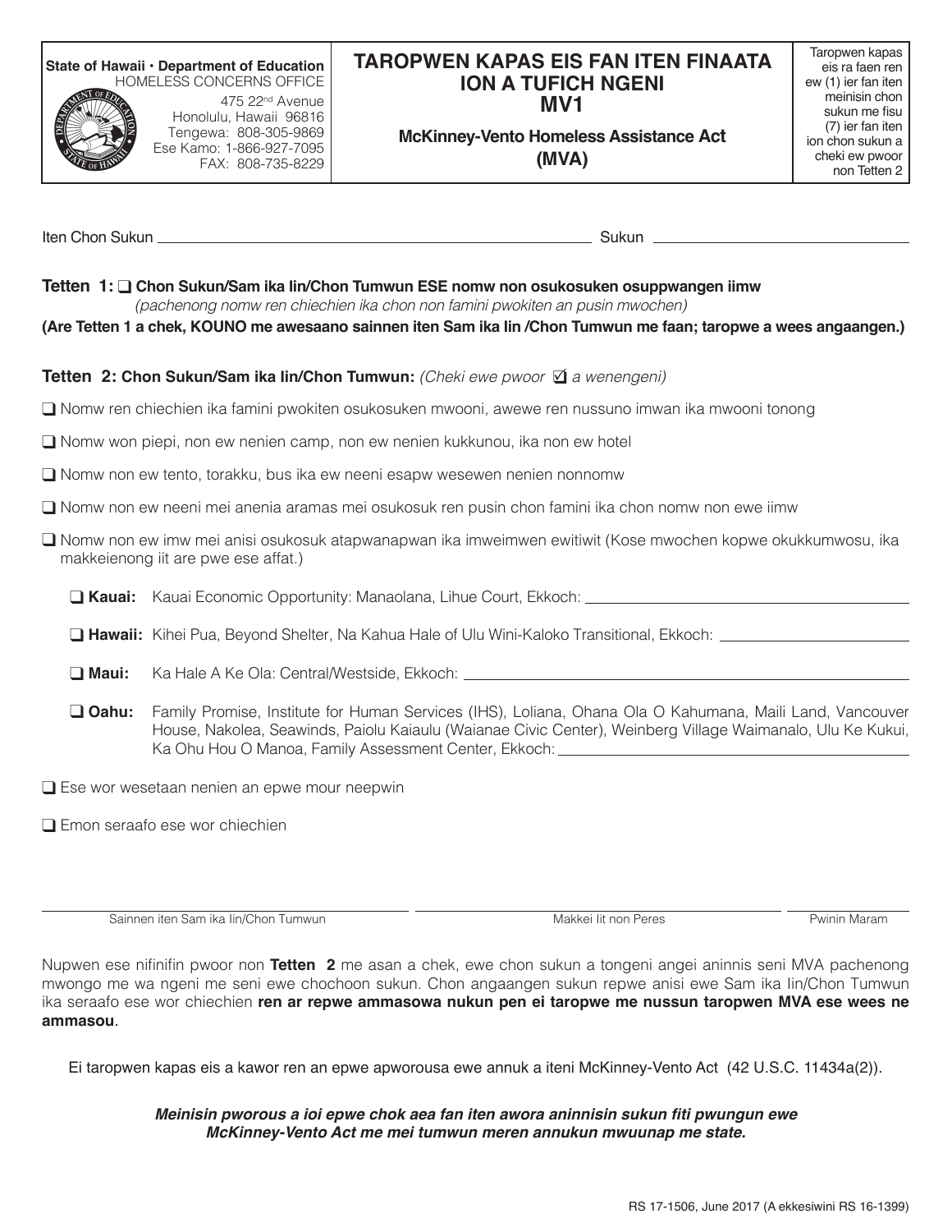State of Hawaii • Department of Education
HOMELESS CONCERNS OFFICE
475 22nd Avenue
Honolulu, Hawaii 96816
Tengewa: 808-305-9869
Ese Kamo: 1-866-927-7095
FAX: 808-735-8229

# TAROPWEN KAPAS EIS FAN ITEN FINAATA ION A TUFICH NGENI MV1

**McKinney-Vento Homeless Assistance Act (MVA)**

Taropwen kapas eis ra faen ren ew (1) ier fan iten meinisin chon sukun me fisu (7) ier fan iten ion chon sukun a cheki ew pwoor non Tetten 2

Iten Chon Sukun ______________________ Sukun ______________________

**Tetten 1:** ❑ **Chon Sukun/Sam ika Iin/Chon Tumwun ESE nomw non osukosuken osuppwangen iimw**
*(pachenong nomw ren chiechien ika chon non famini pwokiten an pusin mwochen)*

**(Are Tetten 1 a chek, KOUNO me awesaano sainnen iten Sam ika Iin /Chon Tumwun me faan; taropwe a wees angaangen.)**

**Tetten 2: Chon Sukun/Sam ika Iin/Chon Tumwun:** *(Cheki ewe pwoor ☑ a wenengeni)*

❑ Nomw ren chiechien ika famini pwokiten osukosuken mwooni, awewe ren nussuno imwan ika mwooni tonong

❑ Nomw won piepi, non ew nenien camp, non ew nenien kukkunou, ika non ew hotel

❑ Nomw non ew tento, torakku, bus ika ew neeni esapw wesewen nenien nonnomw

❑ Nomw non ew neeni mei anenia aramas mei osukosuk ren pusin chon famini ika chon nomw non ewe iimw

❑ Nomw non ew imw mei anisi osukosuk atapwanapwan ika imweimwen ewitiwit (Kose mwochen kopwe okukkumwosu, ika makkeienong iit are pwe ese affat.)

- ❑ **Kauai:** Kauai Economic Opportunity: Manaolana, Lihue Court, Ekkoch: ______________________
- ❑ **Hawaii:** Kihei Pua, Beyond Shelter, Na Kahua Hale of Ulu Wini-Kaloko Transitional, Ekkoch: ______________________
- ❑ **Maui:** Ka Hale A Ke Ola: Central/Westside, Ekkoch: ______________________
- ❑ **Oahu:** Family Promise, Institute for Human Services (IHS), Loliana, Ohana Ola O Kahumana, Maili Land, Vancouver House, Nakolea, Seawinds, Paiolu Kaiaulu (Waianae Civic Center), Weinberg Village Waimanalo, Ulu Ke Kukui, Ka Ohu Hou O Manoa, Family Assessment Center, Ekkoch: ______________________

❑ Ese wor wesetaan nenien an epwe mour neepwin

❑ Emon seraafo ese wor chiechien

______________________ ______________________ ______________________
Sainnen iten Sam ika Iin/Chon Tumwun | Makkei Iit non Peres | Pwinin Maram

Nupwen ese nifinifin pwoor non **Tetten 2** me asan a chek, ewe chon sukun a tongeni angei aninnis seni MVA pachenong mwongo me wa ngeni me seni ewe chochoon sukun. Chon angaangen sukun repwe anisi ewe Sam ika Iin/Chon Tumwun ika seraafo ese wor chiechien **ren ar repwe ammasowa nukun pen ei taropwe me nussun taropwen MVA ese wees ne ammasou**.

Ei taropwen kapas eis a kawor ren an epwe apworousa ewe annuk a iteni McKinney-Vento Act (42 U.S.C. 11434a(2)).

***Meinisin pworous a ioi epwe chok aea fan iten awora aninnisin sukun fiti pwungun ewe McKinney-Vento Act me mei tumwun meren annukun mwuunap me state.***

RS 17-1506, June 2017 (A ekkesiwini RS 16-1399)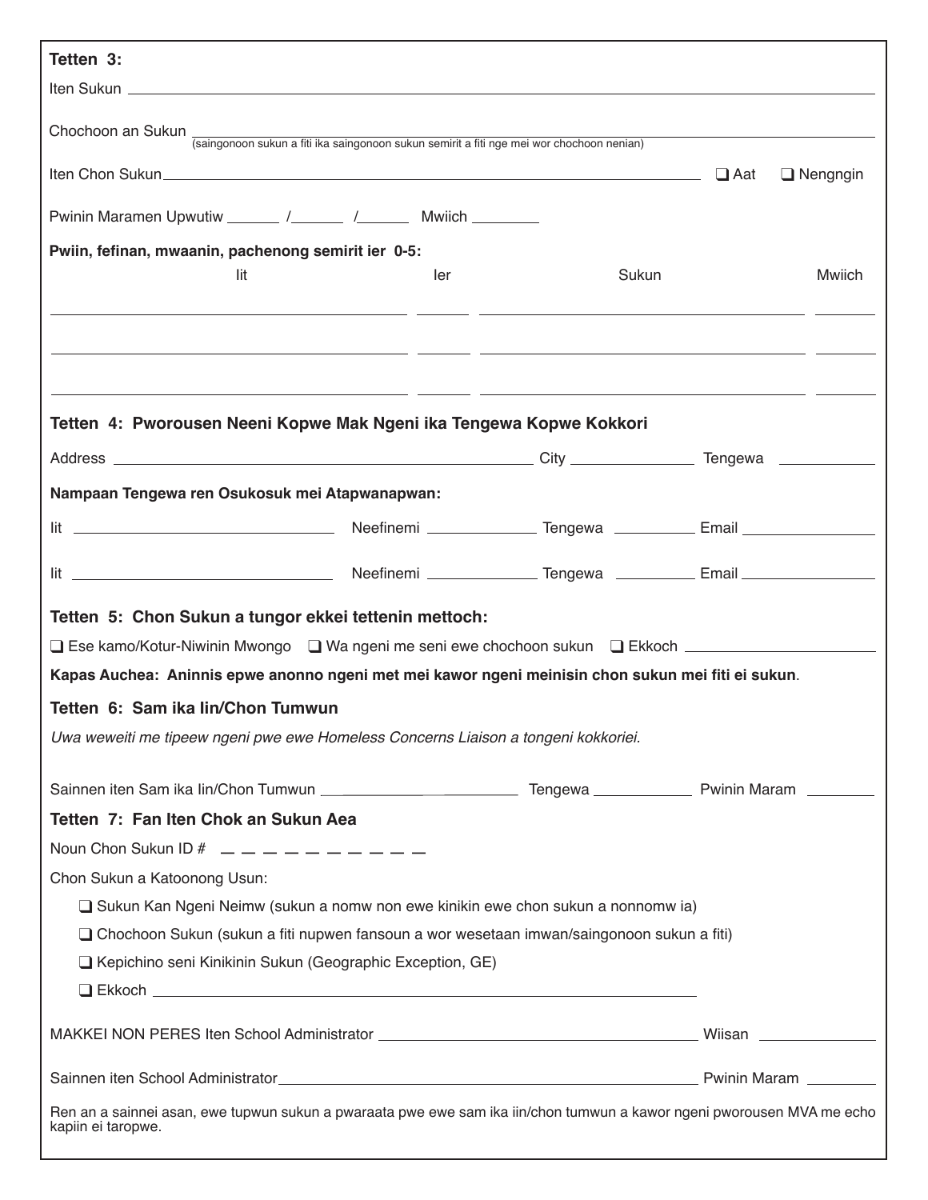**Tetten 3:**

Iten Sukun \_\_\_\_\_\_\_\_\_\_\_\_\_\_\_\_\_\_\_\_\_\_\_\_\_\_\_\_\_\_\_\_\_\_\_\_\_\_\_\_

Chochoon an Sukun \_\_\_\_\_\_\_\_\_\_\_\_\_\_\_\_\_\_\_\_\_\_\_\_\_\_\_\_\_\_\_\_\_\_\_\_\_\_\_\_
(saingonoon sukun a fiti ika saingonoon sukun semirit a fiti nge mei wor chochoon nenian)

Iten Chon Sukun \_\_\_\_\_\_\_\_\_\_\_\_\_\_\_\_\_\_\_\_\_\_\_\_\_\_\_\_\_\_\_\_\_\_\_\_\_\_\_\_ ❑ Aat ❑ Nengngin

Pwinin Maramen Upwutiw \_\_\_\_\_\_ /\_\_\_\_\_\_ /\_\_\_\_\_\_ Mwiich \_\_\_\_\_\_\_\_

**Pwiin, fefinan, mwaanin, pachenong semirit ier 0-5:**

| Iit | Ier | Sukun | Mwiich |
|---|---|---|---|
| | | | |
| | | | |
| | | | |

**Tetten 4: Pworousen Neeni Kopwe Mak Ngeni ika Tengewa Kopwe Kokkori**

Address \_\_\_\_\_\_\_\_\_\_\_\_\_\_\_\_\_\_\_\_\_\_\_\_\_\_\_\_ City \_\_\_\_\_\_\_\_\_\_\_\_\_\_ Tengewa \_\_\_\_\_\_\_\_\_\_\_\_

**Nampaan Tengewa ren Osukosuk mei Atapwanapwan:**

Iit \_\_\_\_\_\_\_\_\_\_\_\_\_\_\_\_\_\_\_\_\_\_\_\_ Neefinemi \_\_\_\_\_\_\_\_\_\_\_\_ Tengewa \_\_\_\_\_\_\_\_\_\_ Email \_\_\_\_\_\_\_\_\_\_\_\_\_\_

Iit \_\_\_\_\_\_\_\_\_\_\_\_\_\_\_\_\_\_\_\_\_\_\_\_ Neefinemi \_\_\_\_\_\_\_\_\_\_\_\_ Tengewa \_\_\_\_\_\_\_\_\_\_ Email \_\_\_\_\_\_\_\_\_\_\_\_\_\_

**Tetten 5: Chon Sukun a tungor ekkei tettenin mettoch:**

❑ Ese kamo/Kotur-Niwinin Mwongo ❑ Wa ngeni me seni ewe chochoon sukun ❑ Ekkoch \_\_\_\_\_\_\_\_\_\_\_\_\_\_\_\_\_\_\_\_

**Kapas Auchea: Aninnis epwe anonno ngeni met mei kawor ngeni meinisin chon sukun mei fiti ei sukun**.

**Tetten 6: Sam ika Iin/Chon Tumwun**

*Uwa weweiti me tipeew ngeni pwe ewe Homeless Concerns Liaison a tongeni kokkoriei.*

Sainnen iten Sam ika Iin/Chon Tumwun \_\_\_\_\_\_\_\_\_\_\_\_\_\_\_\_\_\_\_\_ Tengewa \_\_\_\_\_\_\_\_\_\_\_\_ Pwinin Maram \_\_\_\_\_\_\_\_

**Tetten 7: Fan Iten Chok an Sukun Aea**

Noun Chon Sukun ID # \_ \_ \_ \_ \_ \_ \_ \_ \_ \_

Chon Sukun a Katoonong Usun:

- ❑ Sukun Kan Ngeni Neimw (sukun a nomw non ewe kinikin ewe chon sukun a nonnomw ia)
- ❑ Chochoon Sukun (sukun a fiti nupwen fansoun a wor wesetaan imwan/saingonoon sukun a fiti)
- ❑ Kepichino seni Kinikinin Sukun (Geographic Exception, GE)
- ❑ Ekkoch \_\_\_\_\_\_\_\_\_\_\_\_\_\_\_\_\_\_\_\_\_\_\_\_\_\_\_\_\_\_\_\_\_\_\_\_\_\_\_\_

MAKKEI NON PERES Iten School Administrator \_\_\_\_\_\_\_\_\_\_\_\_\_\_\_\_\_\_\_\_\_\_\_\_\_\_\_\_ Wiisan \_\_\_\_\_\_\_\_\_\_\_\_

Sainnen iten School Administrator \_\_\_\_\_\_\_\_\_\_\_\_\_\_\_\_\_\_\_\_\_\_\_\_\_\_\_\_ Pwinin Maram \_\_\_\_\_\_\_\_

Ren an a sainnei asan, ewe tupwun sukun a pwaraata pwe ewe sam ika iin/chon tumwun a kawor ngeni pworousen MVA me echo kapiin ei taropwe.